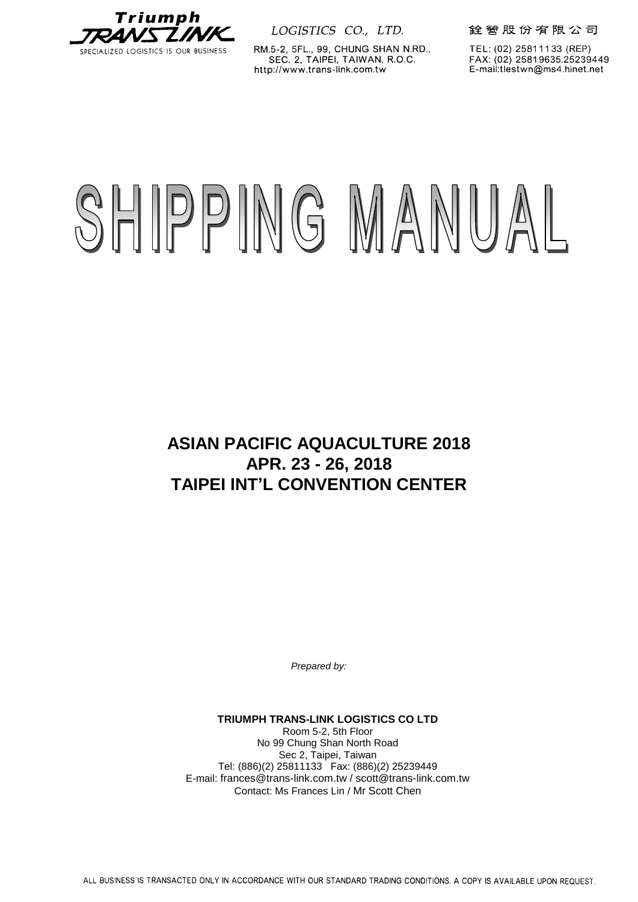Triumph TRANS LINK

SPECIALIZED LOGISTICS IS OUR BUSINESS

LOGISTICS CO., LTD.

RM.5-2, 5FL., 99, CHUNG SHAN N.RD., SEC. 2, TAIPEI, TAIWAN, R.O.C.
http://www.trans-link.com.tw

銓響股份有限公司

TEL: (02) 25811133 (REP)
FAX: (02) 25819635.25239449
E-mail:tlestwn@ms4.hinet.net

# SHIPPING MANUAL

## ASIAN PACIFIC AQUACULTURE 2018
## APR. 23 - 26, 2018
## TAIPEI INT'L CONVENTION CENTER

*Prepared by:*

**TRIUMPH TRANS-LINK LOGISTICS CO LTD**
Room 5-2, 5th Floor
No 99 Chung Shan North Road
Sec 2, Taipei, Taiwan
Tel: (886)(2) 25811133 Fax: (886)(2) 25239449
E-mail: frances@trans-link.com.tw / scott@trans-link.com.tw
Contact: Ms Frances Lin / Mr Scott Chen

ALL BUSINESS IS TRANSACTED ONLY IN ACCORDANCE WITH OUR STANDARD TRADING CONDITIONS. A COPY IS AVAILABLE UPON REQUEST.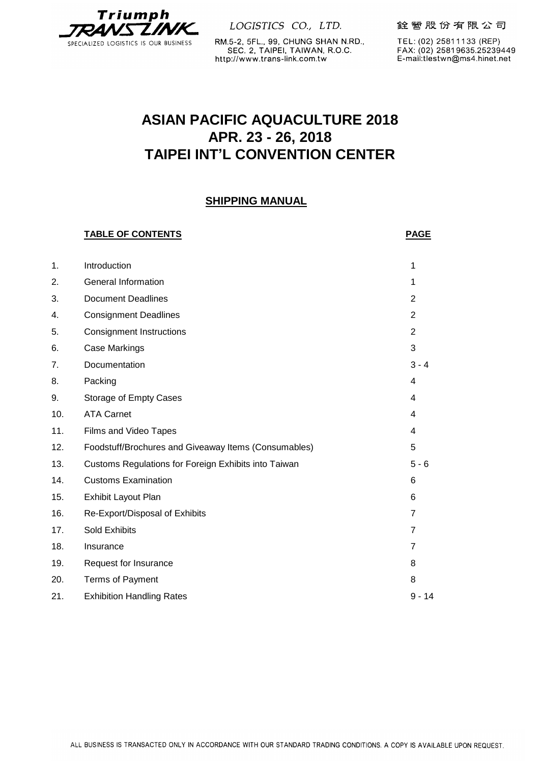Triumph TRANS LINK

SPECIALIZED LOGISTICS IS OUR BUSINESS

LOGISTICS CO., LTD.

RM.5-2, 5FL., 99, CHUNG SHAN N.RD., SEC. 2, TAIPEI, TAIWAN, R.O.C.
http://www.trans-link.com.tw

銓響股份有限公司

TEL: (02) 25811133 (REP)
FAX: (02) 25819635.25239449
E-mail:tlestwn@ms4.hinet.net

# ASIAN PACIFIC AQUACULTURE 2018
# APR. 23 - 26, 2018
# TAIPEI INT'L CONVENTION CENTER

## SHIPPING MANUAL

| | **TABLE OF CONTENTS** | **PAGE** |
|---|---|---|
| 1. | Introduction | 1 |
| 2. | General Information | 1 |
| 3. | Document Deadlines | 2 |
| 4. | Consignment Deadlines | 2 |
| 5. | Consignment Instructions | 2 |
| 6. | Case Markings | 3 |
| 7. | Documentation | 3 - 4 |
| 8. | Packing | 4 |
| 9. | Storage of Empty Cases | 4 |
| 10. | ATA Carnet | 4 |
| 11. | Films and Video Tapes | 4 |
| 12. | Foodstuff/Brochures and Giveaway Items (Consumables) | 5 |
| 13. | Customs Regulations for Foreign Exhibits into Taiwan | 5 - 6 |
| 14. | Customs Examination | 6 |
| 15. | Exhibit Layout Plan | 6 |
| 16. | Re-Export/Disposal of Exhibits | 7 |
| 17. | Sold Exhibits | 7 |
| 18. | Insurance | 7 |
| 19. | Request for Insurance | 8 |
| 20. | Terms of Payment | 8 |
| 21. | Exhibition Handling Rates | 9 - 14 |

ALL BUSINESS IS TRANSACTED ONLY IN ACCORDANCE WITH OUR STANDARD TRADING CONDITIONS. A COPY IS AVAILABLE UPON REQUEST.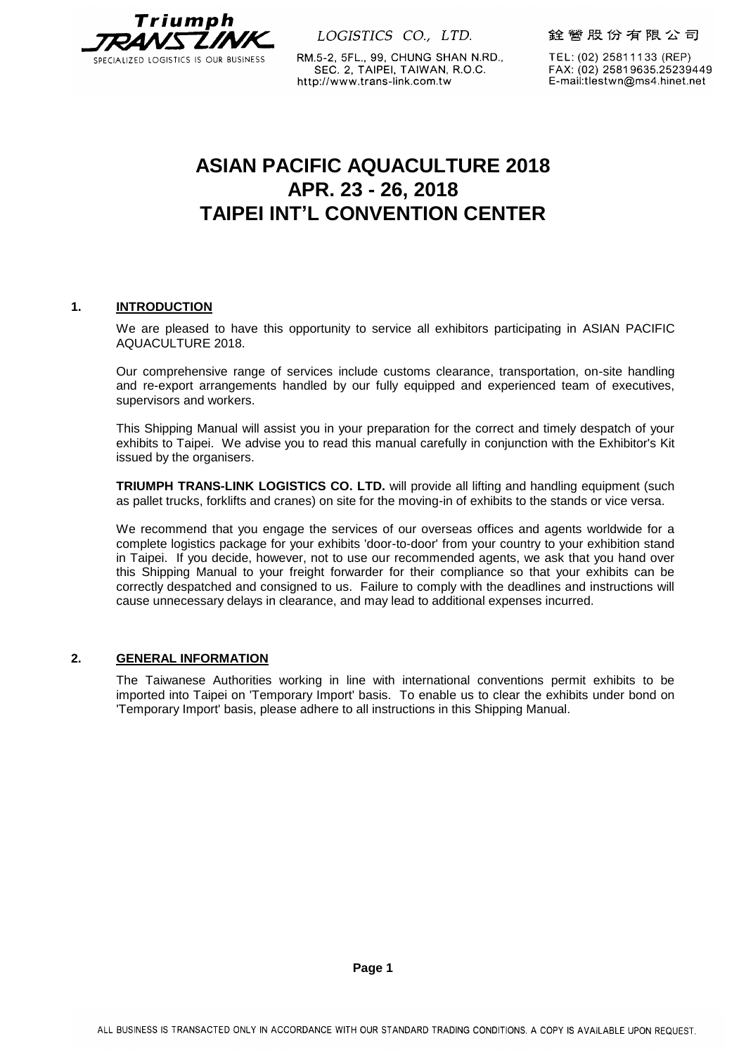# ASIAN PACIFIC AQUACULTURE 2018
# APR. 23 - 26, 2018
# TAIPEI INT'L CONVENTION CENTER

## 1. INTRODUCTION

We are pleased to have this opportunity to service all exhibitors participating in ASIAN PACIFIC AQUACULTURE 2018.

Our comprehensive range of services include customs clearance, transportation, on-site handling and re-export arrangements handled by our fully equipped and experienced team of executives, supervisors and workers.

This Shipping Manual will assist you in your preparation for the correct and timely despatch of your exhibits to Taipei. We advise you to read this manual carefully in conjunction with the Exhibitor's Kit issued by the organisers.

**TRIUMPH TRANS-LINK LOGISTICS CO. LTD.** will provide all lifting and handling equipment (such as pallet trucks, forklifts and cranes) on site for the moving-in of exhibits to the stands or vice versa.

We recommend that you engage the services of our overseas offices and agents worldwide for a complete logistics package for your exhibits 'door-to-door' from your country to your exhibition stand in Taipei. If you decide, however, not to use our recommended agents, we ask that you hand over this Shipping Manual to your freight forwarder for their compliance so that your exhibits can be correctly despatched and consigned to us. Failure to comply with the deadlines and instructions will cause unnecessary delays in clearance, and may lead to additional expenses incurred.

## 2. GENERAL INFORMATION

The Taiwanese Authorities working in line with international conventions permit exhibits to be imported into Taipei on 'Temporary Import' basis. To enable us to clear the exhibits under bond on 'Temporary Import' basis, please adhere to all instructions in this Shipping Manual.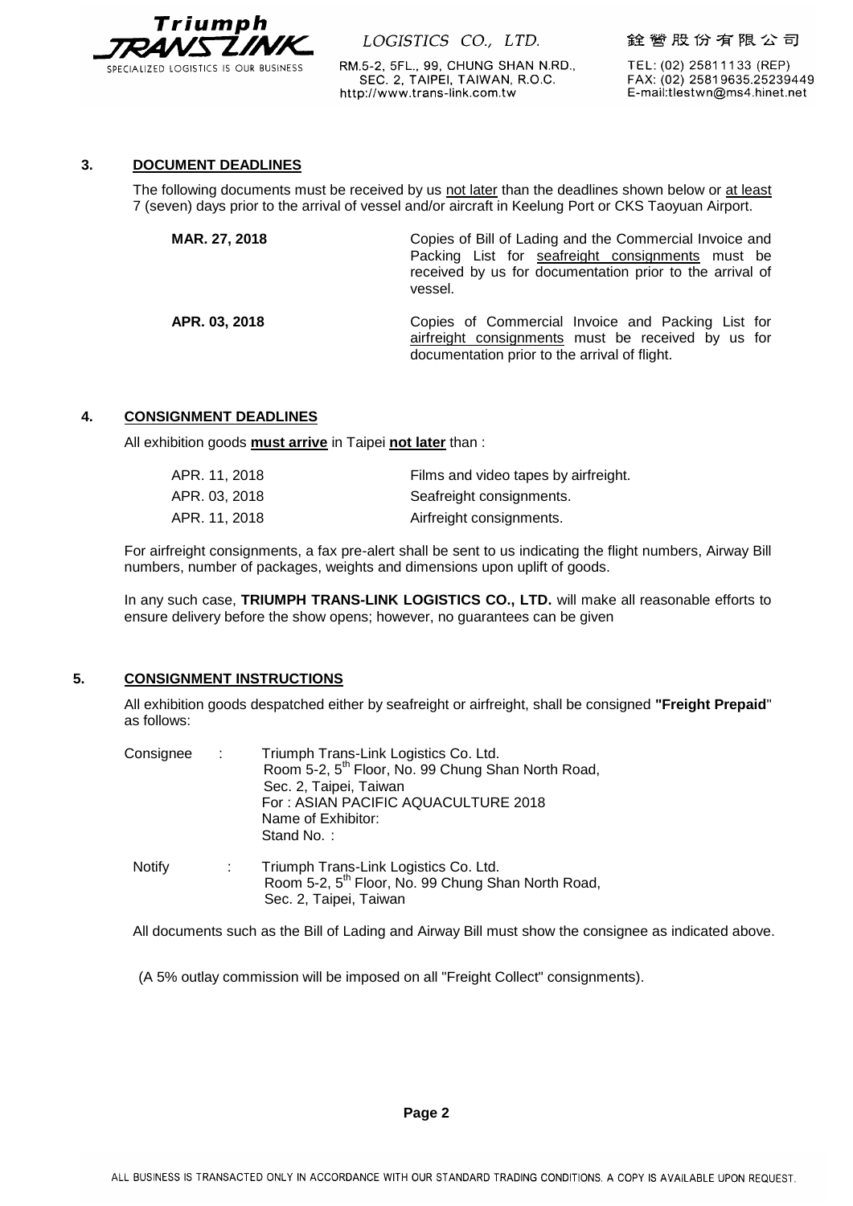## 3. DOCUMENT DEADLINES

The following documents must be received by us not later than the deadlines shown below or at least 7 (seven) days prior to the arrival of vessel and/or aircraft in Keelung Port or CKS Taoyuan Airport.

| | |
|---|---|
| **MAR. 27, 2018** | Copies of Bill of Lading and the Commercial Invoice and Packing List for seafreight consignments must be received by us for documentation prior to the arrival of vessel. |
| **APR. 03, 2018** | Copies of Commercial Invoice and Packing List for airfreight consignments must be received by us for documentation prior to the arrival of flight. |

## 4. CONSIGNMENT DEADLINES

All exhibition goods **must arrive** in Taipei **not later** than :

| | |
|---|---|
| APR. 11, 2018 | Films and video tapes by airfreight. |
| APR. 03, 2018 | Seafreight consignments. |
| APR. 11, 2018 | Airfreight consignments. |

For airfreight consignments, a fax pre-alert shall be sent to us indicating the flight numbers, Airway Bill numbers, number of packages, weights and dimensions upon uplift of goods.

In any such case, **TRIUMPH TRANS-LINK LOGISTICS CO., LTD.** will make all reasonable efforts to ensure delivery before the show opens; however, no guarantees can be given

## 5. CONSIGNMENT INSTRUCTIONS

All exhibition goods despatched either by seafreight or airfreight, shall be consigned **"Freight Prepaid"** as follows:

Consignee : Triumph Trans-Link Logistics Co. Ltd.
Room 5-2, 5th Floor, No. 99 Chung Shan North Road,
Sec. 2, Taipei, Taiwan
For : ASIAN PACIFIC AQUACULTURE 2018
Name of Exhibitor:
Stand No. :

Notify : Triumph Trans-Link Logistics Co. Ltd.
Room 5-2, 5th Floor, No. 99 Chung Shan North Road,
Sec. 2, Taipei, Taiwan

All documents such as the Bill of Lading and Airway Bill must show the consignee as indicated above.

(A 5% outlay commission will be imposed on all "Freight Collect" consignments).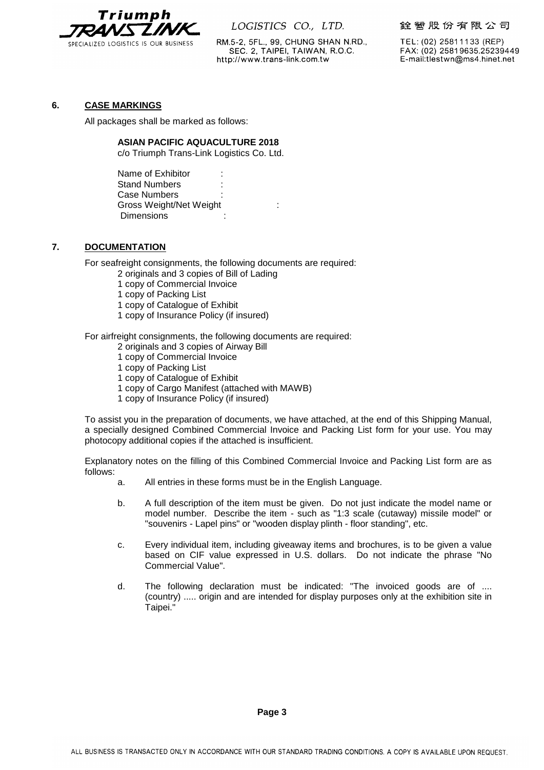## 6. CASE MARKINGS

All packages shall be marked as follows:

**ASIAN PACIFIC AQUACULTURE 2018**
c/o Triumph Trans-Link Logistics Co. Ltd.

Name of Exhibitor :
Stand Numbers :
Case Numbers :
Gross Weight/Net Weight :
Dimensions :

## 7. DOCUMENTATION

For seafreight consignments, the following documents are required:

- 2 originals and 3 copies of Bill of Lading
- 1 copy of Commercial Invoice
- 1 copy of Packing List
- 1 copy of Catalogue of Exhibit
- 1 copy of Insurance Policy (if insured)

For airfreight consignments, the following documents are required:

- 2 originals and 3 copies of Airway Bill
- 1 copy of Commercial Invoice
- 1 copy of Packing List
- 1 copy of Catalogue of Exhibit
- 1 copy of Cargo Manifest (attached with MAWB)
- 1 copy of Insurance Policy (if insured)

To assist you in the preparation of documents, we have attached, at the end of this Shipping Manual, a specially designed Combined Commercial Invoice and Packing List form for your use. You may photocopy additional copies if the attached is insufficient.

Explanatory notes on the filling of this Combined Commercial Invoice and Packing List form are as follows:

a. All entries in these forms must be in the English Language.

b. A full description of the item must be given. Do not just indicate the model name or model number. Describe the item - such as "1:3 scale (cutaway) missile model" or "souvenirs - Lapel pins" or "wooden display plinth - floor standing", etc.

c. Every individual item, including giveaway items and brochures, is to be given a value based on CIF value expressed in U.S. dollars. Do not indicate the phrase "No Commercial Value".

d. The following declaration must be indicated: "The invoiced goods are of .... (country) ..... origin and are intended for display purposes only at the exhibition site in Taipei."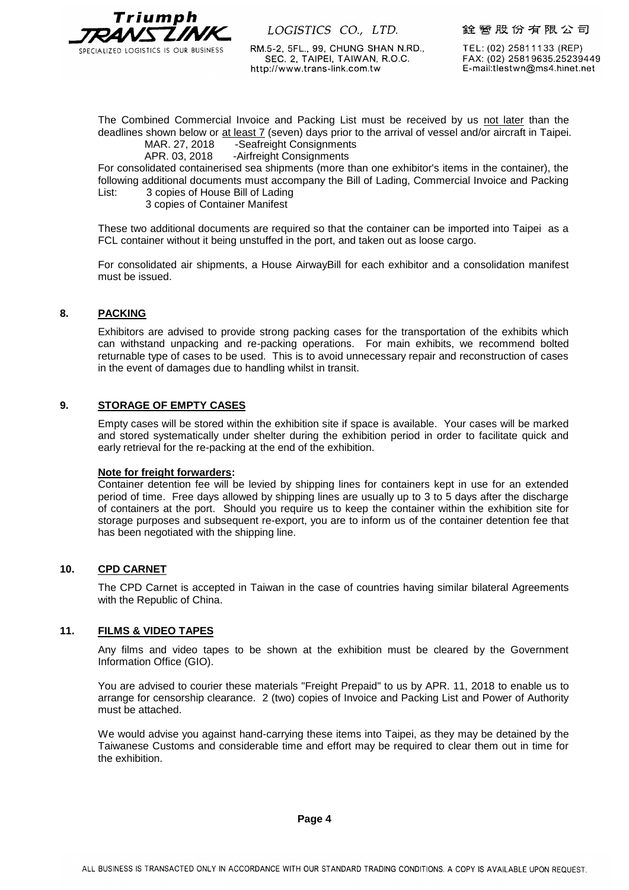The Combined Commercial Invoice and Packing List must be received by us not later than the deadlines shown below or at least 7 (seven) days prior to the arrival of vessel and/or aircraft in Taipei.

MAR. 27, 2018 -Seafreight Consignments
APR. 03, 2018 -Airfreight Consignments

For consolidated containerised sea shipments (more than one exhibitor's items in the container), the following additional documents must accompany the Bill of Lading, Commercial Invoice and Packing List: 3 copies of House Bill of Lading
3 copies of Container Manifest

These two additional documents are required so that the container can be imported into Taipei as a FCL container without it being unstuffed in the port, and taken out as loose cargo.

For consolidated air shipments, a House AirwayBill for each exhibitor and a consolidation manifest must be issued.

## 8. PACKING

Exhibitors are advised to provide strong packing cases for the transportation of the exhibits which can withstand unpacking and re-packing operations. For main exhibits, we recommend bolted returnable type of cases to be used. This is to avoid unnecessary repair and reconstruction of cases in the event of damages due to handling whilst in transit.

## 9. STORAGE OF EMPTY CASES

Empty cases will be stored within the exhibition site if space is available. Your cases will be marked and stored systematically under shelter during the exhibition period in order to facilitate quick and early retrieval for the re-packing at the end of the exhibition.

**Note for freight forwarders:**
Container detention fee will be levied by shipping lines for containers kept in use for an extended period of time. Free days allowed by shipping lines are usually up to 3 to 5 days after the discharge of containers at the port. Should you require us to keep the container within the exhibition site for storage purposes and subsequent re-export, you are to inform us of the container detention fee that has been negotiated with the shipping line.

## 10. CPD CARNET

The CPD Carnet is accepted in Taiwan in the case of countries having similar bilateral Agreements with the Republic of China.

## 11. FILMS & VIDEO TAPES

Any films and video tapes to be shown at the exhibition must be cleared by the Government Information Office (GIO).

You are advised to courier these materials "Freight Prepaid" to us by APR. 11, 2018 to enable us to arrange for censorship clearance. 2 (two) copies of Invoice and Packing List and Power of Authority must be attached.

We would advise you against hand-carrying these items into Taipei, as they may be detained by the Taiwanese Customs and considerable time and effort may be required to clear them out in time for the exhibition.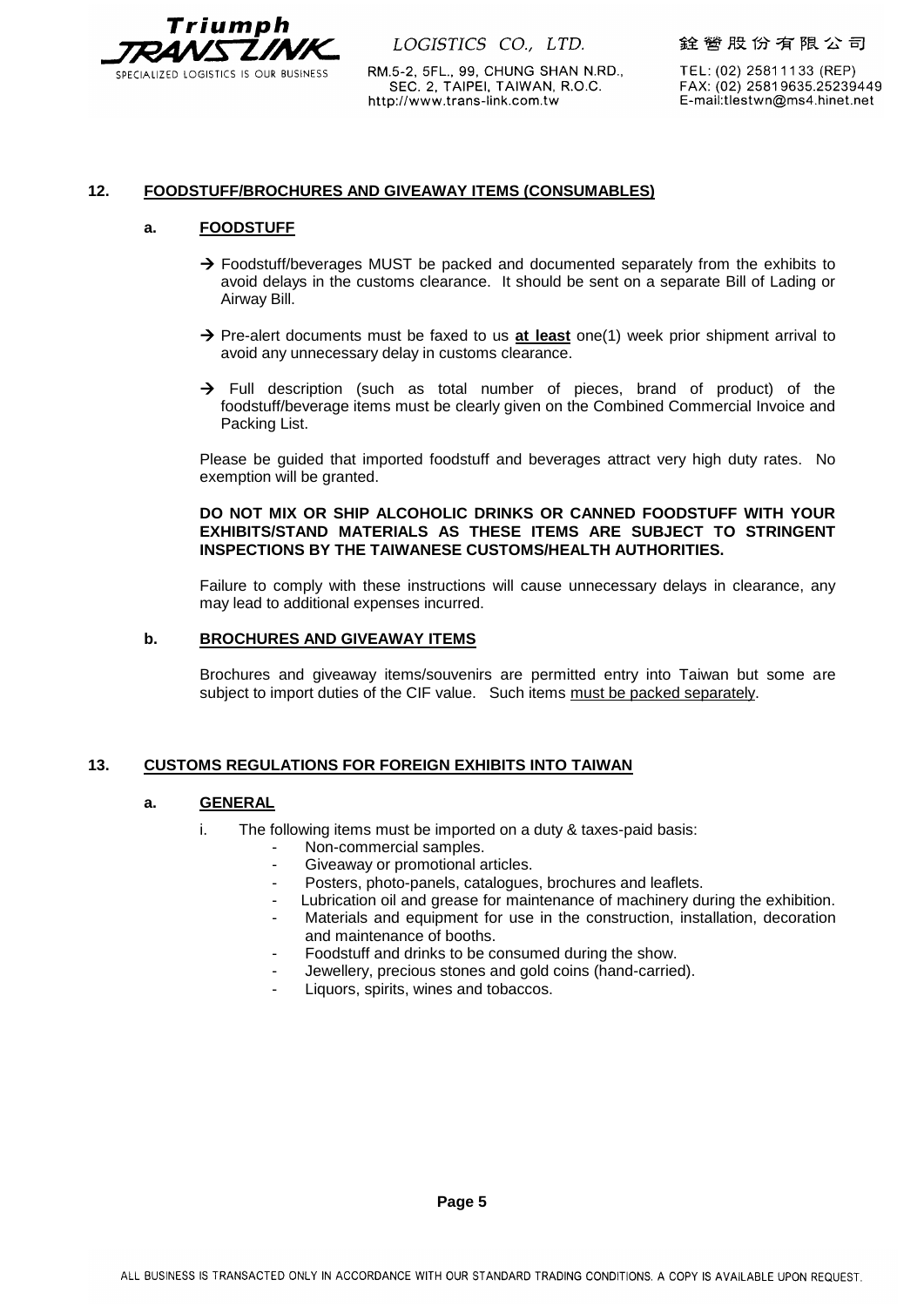## 12. FOODSTUFF/BROCHURES AND GIVEAWAY ITEMS (CONSUMABLES)

### a. FOODSTUFF

→ Foodstuff/beverages MUST be packed and documented separately from the exhibits to avoid delays in the customs clearance. It should be sent on a separate Bill of Lading or Airway Bill.

→ Pre-alert documents must be faxed to us **at least** one(1) week prior shipment arrival to avoid any unnecessary delay in customs clearance.

→ Full description (such as total number of pieces, brand of product) of the foodstuff/beverage items must be clearly given on the Combined Commercial Invoice and Packing List.

Please be guided that imported foodstuff and beverages attract very high duty rates. No exemption will be granted.

**DO NOT MIX OR SHIP ALCOHOLIC DRINKS OR CANNED FOODSTUFF WITH YOUR EXHIBITS/STAND MATERIALS AS THESE ITEMS ARE SUBJECT TO STRINGENT INSPECTIONS BY THE TAIWANESE CUSTOMS/HEALTH AUTHORITIES.**

Failure to comply with these instructions will cause unnecessary delays in clearance, any may lead to additional expenses incurred.

### b. BROCHURES AND GIVEAWAY ITEMS

Brochures and giveaway items/souvenirs are permitted entry into Taiwan but some are subject to import duties of the CIF value. Such items must be packed separately.

## 13. CUSTOMS REGULATIONS FOR FOREIGN EXHIBITS INTO TAIWAN

### a. GENERAL

i. The following items must be imported on a duty & taxes-paid basis:

- Non-commercial samples.
- Giveaway or promotional articles.
- Posters, photo-panels, catalogues, brochures and leaflets.
- Lubrication oil and grease for maintenance of machinery during the exhibition.
- Materials and equipment for use in the construction, installation, decoration and maintenance of booths.
- Foodstuff and drinks to be consumed during the show.
- Jewellery, precious stones and gold coins (hand-carried).
- Liquors, spirits, wines and tobaccos.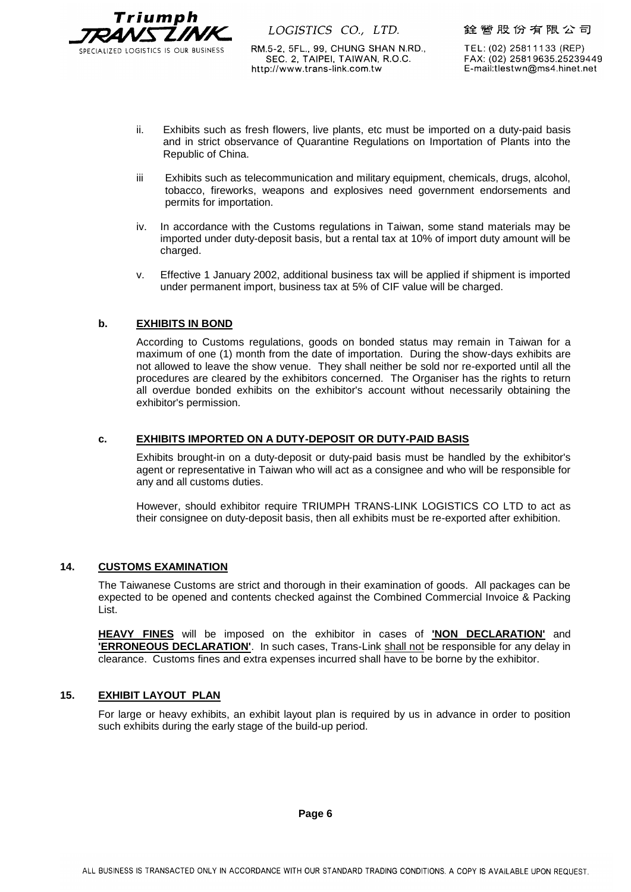ii. Exhibits such as fresh flowers, live plants, etc must be imported on a duty-paid basis and in strict observance of Quarantine Regulations on Importation of Plants into the Republic of China.

iii Exhibits such as telecommunication and military equipment, chemicals, drugs, alcohol, tobacco, fireworks, weapons and explosives need government endorsements and permits for importation.

iv. In accordance with the Customs regulations in Taiwan, some stand materials may be imported under duty-deposit basis, but a rental tax at 10% of import duty amount will be charged.

v. Effective 1 January 2002, additional business tax will be applied if shipment is imported under permanent import, business tax at 5% of CIF value will be charged.

**b. EXHIBITS IN BOND**

According to Customs regulations, goods on bonded status may remain in Taiwan for a maximum of one (1) month from the date of importation. During the show-days exhibits are not allowed to leave the show venue. They shall neither be sold nor re-exported until all the procedures are cleared by the exhibitors concerned. The Organiser has the rights to return all overdue bonded exhibits on the exhibitor's account without necessarily obtaining the exhibitor's permission.

**c. EXHIBITS IMPORTED ON A DUTY-DEPOSIT OR DUTY-PAID BASIS**

Exhibits brought-in on a duty-deposit or duty-paid basis must be handled by the exhibitor's agent or representative in Taiwan who will act as a consignee and who will be responsible for any and all customs duties.

However, should exhibitor require TRIUMPH TRANS-LINK LOGISTICS CO LTD to act as their consignee on duty-deposit basis, then all exhibits must be re-exported after exhibition.

**14. CUSTOMS EXAMINATION**

The Taiwanese Customs are strict and thorough in their examination of goods. All packages can be expected to be opened and contents checked against the Combined Commercial Invoice & Packing List.

**HEAVY FINES** will be imposed on the exhibitor in cases of **'NON DECLARATION'** and **'ERRONEOUS DECLARATION'**. In such cases, Trans-Link shall not be responsible for any delay in clearance. Customs fines and extra expenses incurred shall have to be borne by the exhibitor.

**15. EXHIBIT LAYOUT PLAN**

For large or heavy exhibits, an exhibit layout plan is required by us in advance in order to position such exhibits during the early stage of the build-up period.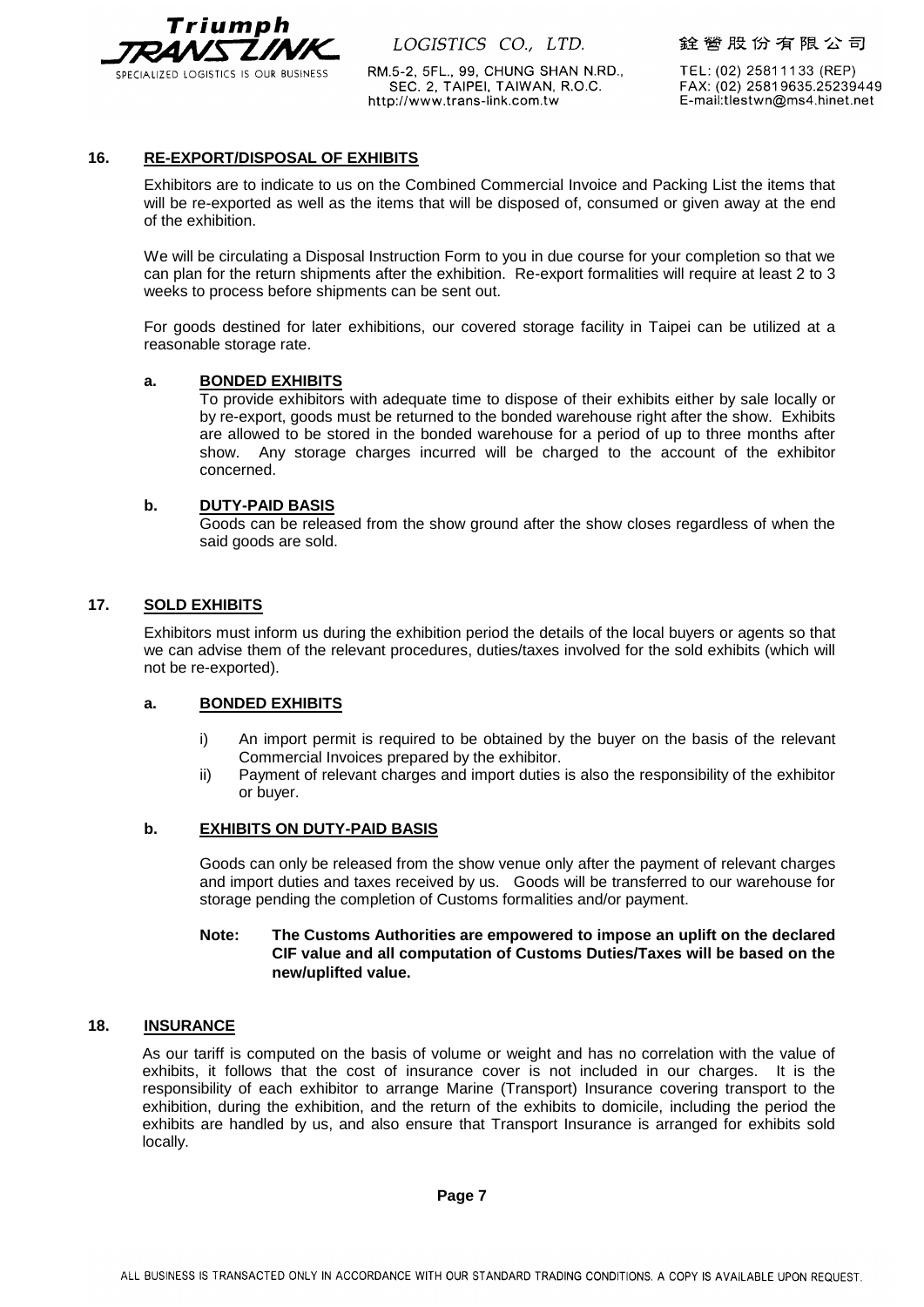## 16. RE-EXPORT/DISPOSAL OF EXHIBITS

Exhibitors are to indicate to us on the Combined Commercial Invoice and Packing List the items that will be re-exported as well as the items that will be disposed of, consumed or given away at the end of the exhibition.

We will be circulating a Disposal Instruction Form to you in due course for your completion so that we can plan for the return shipments after the exhibition. Re-export formalities will require at least 2 to 3 weeks to process before shipments can be sent out.

For goods destined for later exhibitions, our covered storage facility in Taipei can be utilized at a reasonable storage rate.

### a. BONDED EXHIBITS

To provide exhibitors with adequate time to dispose of their exhibits either by sale locally or by re-export, goods must be returned to the bonded warehouse right after the show. Exhibits are allowed to be stored in the bonded warehouse for a period of up to three months after show. Any storage charges incurred will be charged to the account of the exhibitor concerned.

### b. DUTY-PAID BASIS

Goods can be released from the show ground after the show closes regardless of when the said goods are sold.

## 17. SOLD EXHIBITS

Exhibitors must inform us during the exhibition period the details of the local buyers or agents so that we can advise them of the relevant procedures, duties/taxes involved for the sold exhibits (which will not be re-exported).

### a. BONDED EXHIBITS

i) An import permit is required to be obtained by the buyer on the basis of the relevant Commercial Invoices prepared by the exhibitor.

ii) Payment of relevant charges and import duties is also the responsibility of the exhibitor or buyer.

### b. EXHIBITS ON DUTY-PAID BASIS

Goods can only be released from the show venue only after the payment of relevant charges and import duties and taxes received by us. Goods will be transferred to our warehouse for storage pending the completion of Customs formalities and/or payment.

**Note: The Customs Authorities are empowered to impose an uplift on the declared CIF value and all computation of Customs Duties/Taxes will be based on the new/uplifted value.**

## 18. INSURANCE

As our tariff is computed on the basis of volume or weight and has no correlation with the value of exhibits, it follows that the cost of insurance cover is not included in our charges. It is the responsibility of each exhibitor to arrange Marine (Transport) Insurance covering transport to the exhibition, during the exhibition, and the return of the exhibits to domicile, including the period the exhibits are handled by us, and also ensure that Transport Insurance is arranged for exhibits sold locally.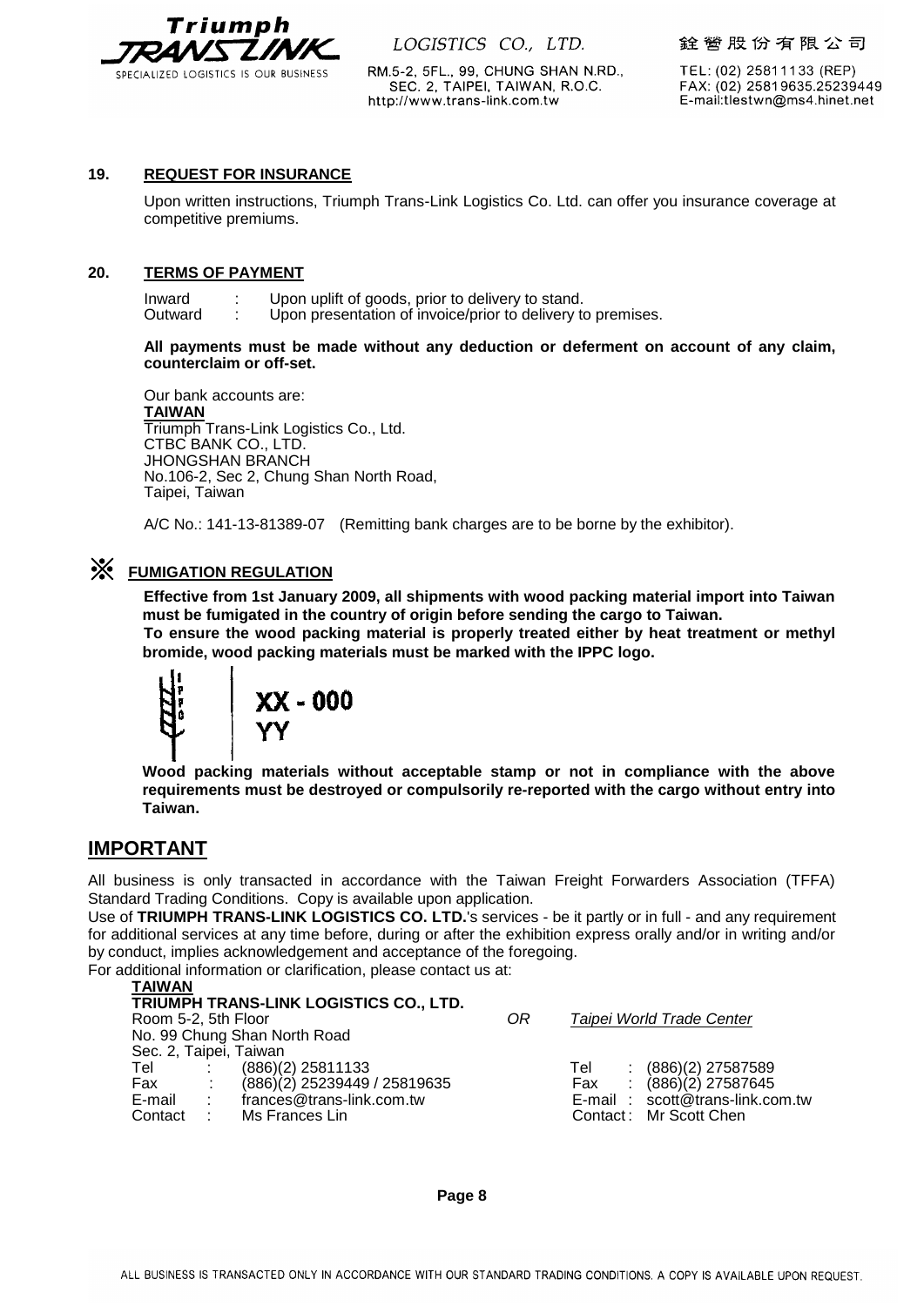## 19. REQUEST FOR INSURANCE

Upon written instructions, Triumph Trans-Link Logistics Co. Ltd. can offer you insurance coverage at competitive premiums.

## 20. TERMS OF PAYMENT

Inward : Upon uplift of goods, prior to delivery to stand.
Outward : Upon presentation of invoice/prior to delivery to premises.

**All payments must be made without any deduction or deferment on account of any claim, counterclaim or off-set.**

Our bank accounts are:
**TAIWAN**
Triumph Trans-Link Logistics Co., Ltd.
CTBC BANK CO., LTD.
JHONGSHAN BRANCH
No.106-2, Sec 2, Chung Shan North Road,
Taipei, Taiwan

A/C No.: 141-13-81389-07 (Remitting bank charges are to be borne by the exhibitor).

## ※ FUMIGATION REGULATION

**Effective from 1st January 2009, all shipments with wood packing material import into Taiwan must be fumigated in the country of origin before sending the cargo to Taiwan.**
**To ensure the wood packing material is properly treated either by heat treatment or methyl bromide, wood packing materials must be marked with the IPPC logo.**

XX - 000
YY

**Wood packing materials without acceptable stamp or not in compliance with the above requirements must be destroyed or compulsorily re-reported with the cargo without entry into Taiwan.**

## IMPORTANT

All business is only transacted in accordance with the Taiwan Freight Forwarders Association (TFFA) Standard Trading Conditions. Copy is available upon application.
Use of **TRIUMPH TRANS-LINK LOGISTICS CO. LTD.**'s services - be it partly or in full - and any requirement for additional services at any time before, during or after the exhibition express orally and/or in writing and/or by conduct, implies acknowledgement and acceptance of the foregoing.
For additional information or clarification, please contact us at:

**TAIWAN**
**TRIUMPH TRANS-LINK LOGISTICS CO., LTD.**
Room 5-2, 5th Floor
No. 99 Chung Shan North Road
Sec. 2, Taipei, Taiwan
Tel : (886)(2) 25811133
Fax : (886)(2) 25239449 / 25819635
E-mail : frances@trans-link.com.tw
Contact : Ms Frances Lin

*OR*

*Taipei World Trade Center*
Tel : (886)(2) 27587589
Fax : (886)(2) 27587645
E-mail : scott@trans-link.com.tw
Contact : Mr Scott Chen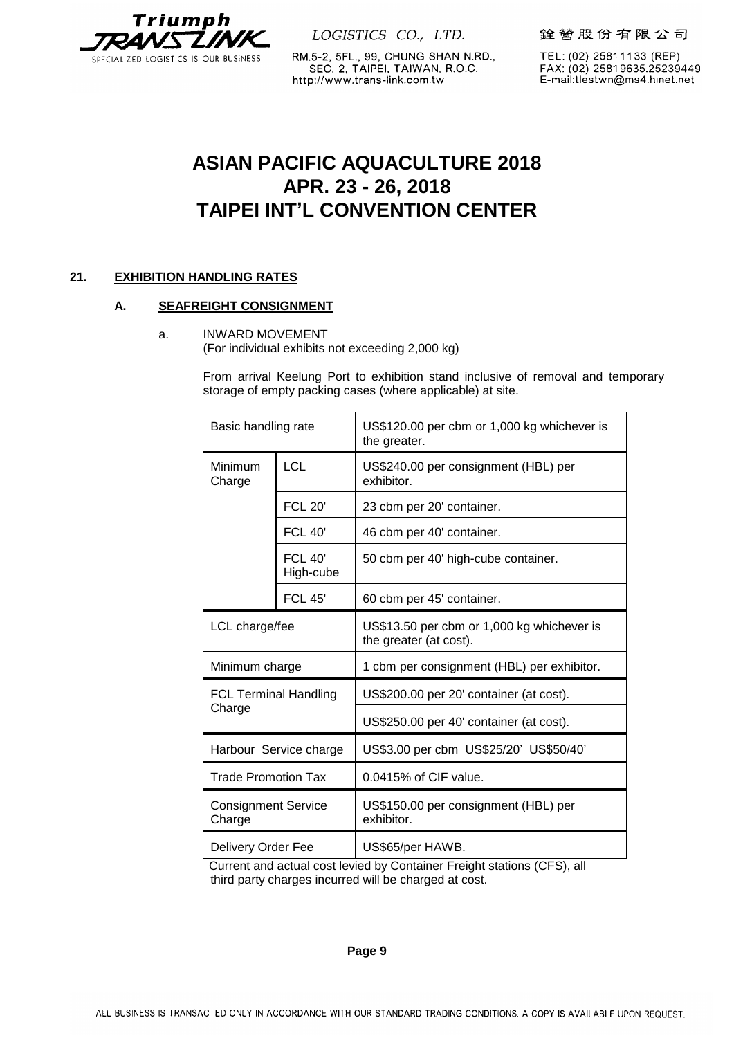# ASIAN PACIFIC AQUACULTURE 2018
# APR. 23 - 26, 2018
# TAIPEI INT'L CONVENTION CENTER

**21. EXHIBITION HANDLING RATES**

**A. SEAFREIGHT CONSIGNMENT**

a. INWARD MOVEMENT
(For individual exhibits not exceeding 2,000 kg)

From arrival Keelung Port to exhibition stand inclusive of removal and temporary storage of empty packing cases (where applicable) at site.

| Basic handling rate | | US$120.00 per cbm or 1,000 kg whichever is the greater. |
|---|---|---|
| Minimum Charge | LCL | US$240.00 per consignment (HBL) per exhibitor. |
| | FCL 20' | 23 cbm per 20' container. |
| | FCL 40' | 46 cbm per 40' container. |
| | FCL 40' High-cube | 50 cbm per 40' high-cube container. |
| | FCL 45' | 60 cbm per 45' container. |
| LCL charge/fee | | US$13.50 per cbm or 1,000 kg whichever is the greater (at cost). |
| Minimum charge | | 1 cbm per consignment (HBL) per exhibitor. |
| FCL Terminal Handling Charge | | US$200.00 per 20' container (at cost). |
| | | US$250.00 per 40' container (at cost). |
| Harbour Service charge | | US$3.00 per cbm US$25/20' US$50/40' |
| Trade Promotion Tax | | 0.0415% of CIF value. |
| Consignment Service Charge | | US$150.00 per consignment (HBL) per exhibitor. |
| Delivery Order Fee | | US$65/per HAWB. |

Current and actual cost levied by Container Freight stations (CFS), all third party charges incurred will be charged at cost.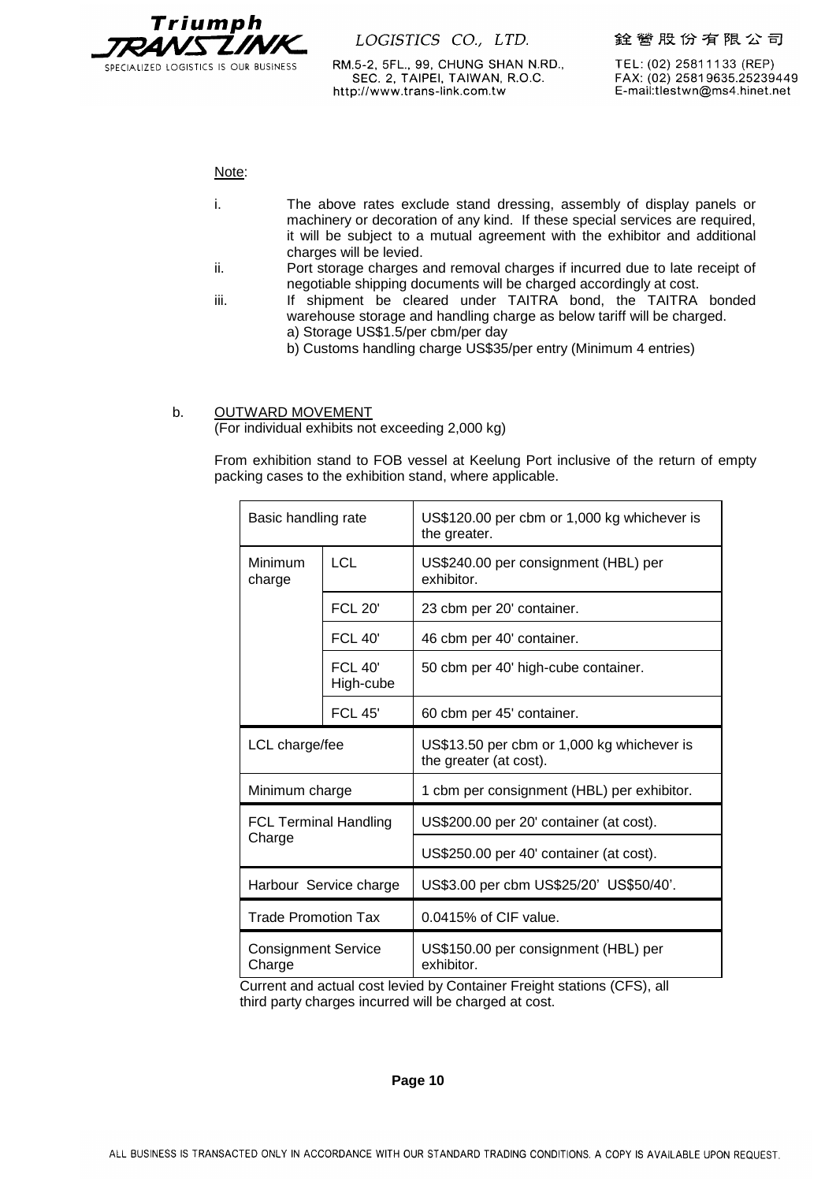Note:

i. The above rates exclude stand dressing, assembly of display panels or machinery or decoration of any kind. If these special services are required, it will be subject to a mutual agreement with the exhibitor and additional charges will be levied.

ii. Port storage charges and removal charges if incurred due to late receipt of negotiable shipping documents will be charged accordingly at cost.

iii. If shipment be cleared under TAITRA bond, the TAITRA bonded warehouse storage and handling charge as below tariff will be charged.
a) Storage US$1.5/per cbm/per day
b) Customs handling charge US$35/per entry (Minimum 4 entries)

b. OUTWARD MOVEMENT
(For individual exhibits not exceeding 2,000 kg)

From exhibition stand to FOB vessel at Keelung Port inclusive of the return of empty packing cases to the exhibition stand, where applicable.

| Basic handling rate | | US$120.00 per cbm or 1,000 kg whichever is the greater. |
|---|---|---|
| Minimum charge | LCL | US$240.00 per consignment (HBL) per exhibitor. |
| | FCL 20' | 23 cbm per 20' container. |
| | FCL 40' | 46 cbm per 40' container. |
| | FCL 40' High-cube | 50 cbm per 40' high-cube container. |
| | FCL 45' | 60 cbm per 45' container. |
| LCL charge/fee | | US$13.50 per cbm or 1,000 kg whichever is the greater (at cost). |
| Minimum charge | | 1 cbm per consignment (HBL) per exhibitor. |
| FCL Terminal Handling Charge | | US$200.00 per 20' container (at cost). |
| | | US$250.00 per 40' container (at cost). |
| Harbour Service charge | | US$3.00 per cbm US$25/20' US$50/40'. |
| Trade Promotion Tax | | 0.0415% of CIF value. |
| Consignment Service Charge | | US$150.00 per consignment (HBL) per exhibitor. |

Current and actual cost levied by Container Freight stations (CFS), all third party charges incurred will be charged at cost.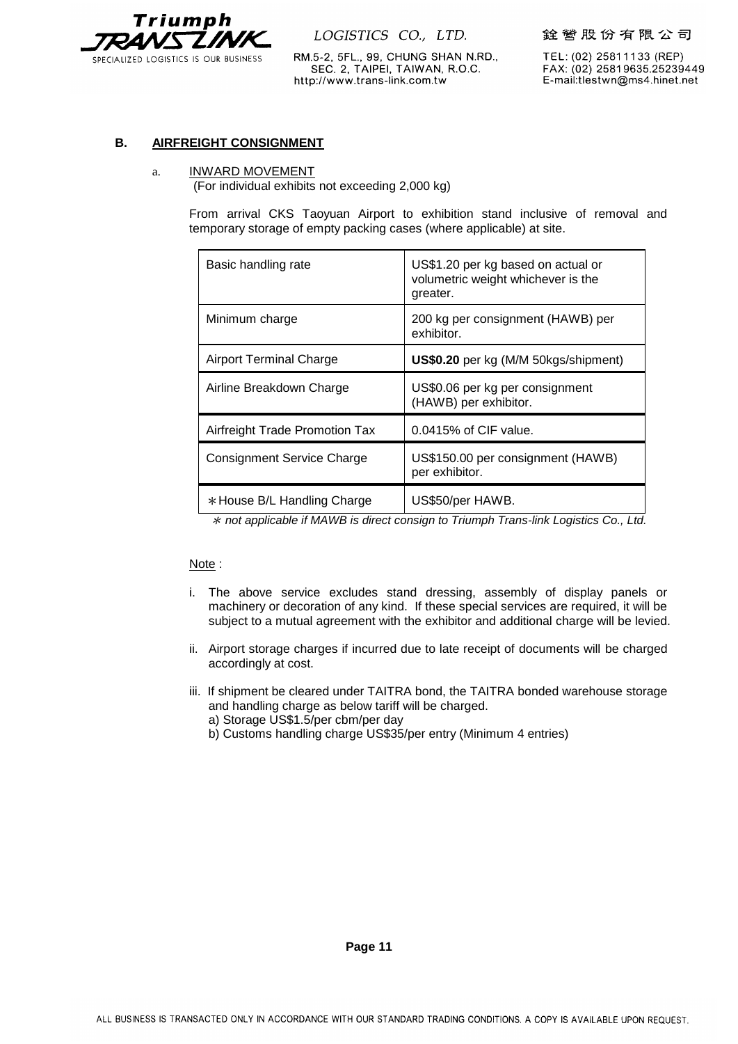## B. AIRFREIGHT CONSIGNMENT

a. INWARD MOVEMENT
(For individual exhibits not exceeding 2,000 kg)

From arrival CKS Taoyuan Airport to exhibition stand inclusive of removal and temporary storage of empty packing cases (where applicable) at site.

| | |
|---|---|
| Basic handling rate | US$1.20 per kg based on actual or volumetric weight whichever is the greater. |
| Minimum charge | 200 kg per consignment (HAWB) per exhibitor. |
| Airport Terminal Charge | **US$0.20** per kg (M/M 50kgs/shipment) |
| Airline Breakdown Charge | US$0.06 per kg per consignment (HAWB) per exhibitor. |
| Airfreight Trade Promotion Tax | 0.0415% of CIF value. |
| Consignment Service Charge | US$150.00 per consignment (HAWB) per exhibitor. |
| ＊House B/L Handling Charge | US$50/per HAWB. |

*＊not applicable if MAWB is direct consign to Triumph Trans-link Logistics Co., Ltd.*

Note :

i. The above service excludes stand dressing, assembly of display panels or machinery or decoration of any kind. If these special services are required, it will be subject to a mutual agreement with the exhibitor and additional charge will be levied.

ii. Airport storage charges if incurred due to late receipt of documents will be charged accordingly at cost.

iii. If shipment be cleared under TAITRA bond, the TAITRA bonded warehouse storage and handling charge as below tariff will be charged.
a) Storage US$1.5/per cbm/per day
b) Customs handling charge US$35/per entry (Minimum 4 entries)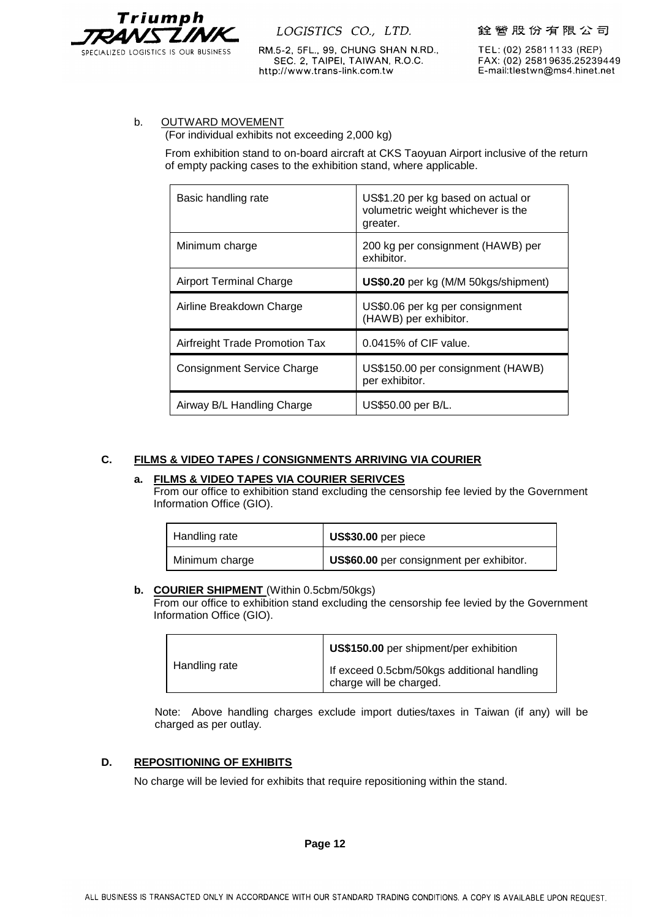b. <u>OUTWARD MOVEMENT</u>
(For individual exhibits not exceeding 2,000 kg)

From exhibition stand to on-board aircraft at CKS Taoyuan Airport inclusive of the return of empty packing cases to the exhibition stand, where applicable.

| Basic handling rate | US$1.20 per kg based on actual or volumetric weight whichever is the greater. |
|---|---|
| Minimum charge | 200 kg per consignment (HAWB) per exhibitor. |
| Airport Terminal Charge | **US$0.20** per kg (M/M 50kgs/shipment) |
| Airline Breakdown Charge | US$0.06 per kg per consignment (HAWB) per exhibitor. |
| Airfreight Trade Promotion Tax | 0.0415% of CIF value. |
| Consignment Service Charge | US$150.00 per consignment (HAWB) per exhibitor. |
| Airway B/L Handling Charge | US$50.00 per B/L. |

## C. FILMS & VIDEO TAPES / CONSIGNMENTS ARRIVING VIA COURIER

**a. FILMS & VIDEO TAPES VIA COURIER SERIVCES**

From our office to exhibition stand excluding the censorship fee levied by the Government Information Office (GIO).

| Handling rate | **US$30.00** per piece |
|---|---|
| Minimum charge | **US$60.00** per consignment per exhibitor. |

**b. COURIER SHIPMENT** (Within 0.5cbm/50kgs)

From our office to exhibition stand excluding the censorship fee levied by the Government Information Office (GIO).

| Handling rate | **US$150.00** per shipment/per exhibition<br>If exceed 0.5cbm/50kgs additional handling charge will be charged. |
|---|---|

Note: Above handling charges exclude import duties/taxes in Taiwan (if any) will be charged as per outlay.

## D. REPOSITIONING OF EXHIBITS

No charge will be levied for exhibits that require repositioning within the stand.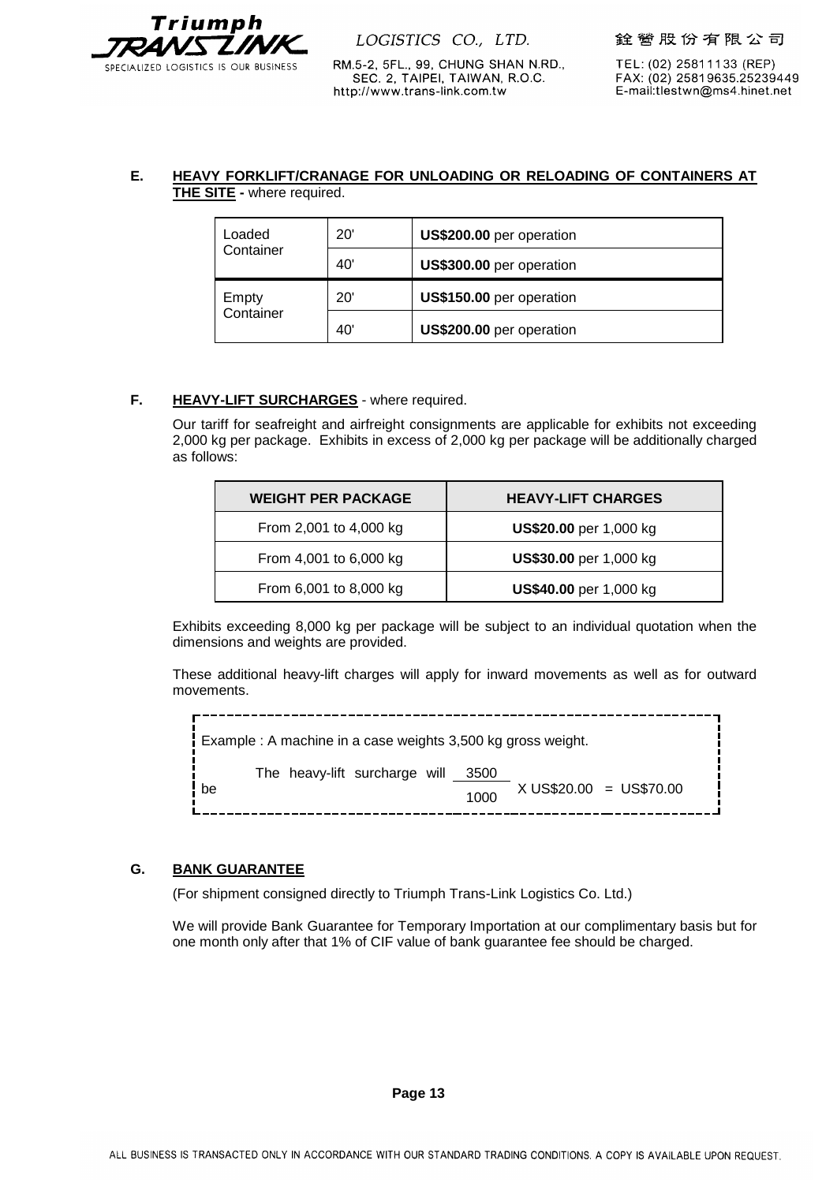**E. HEAVY FORKLIFT/CRANAGE FOR UNLOADING OR RELOADING OF CONTAINERS AT THE SITE -** where required.

| Loaded Container | 20' | **US$200.00** per operation |
|---|---|---|
| | 40' | **US$300.00** per operation |
| Empty Container | 20' | **US$150.00** per operation |
| | 40' | **US$200.00** per operation |

**F. HEAVY-LIFT SURCHARGES** - where required.

Our tariff for seafreight and airfreight consignments are applicable for exhibits not exceeding 2,000 kg per package. Exhibits in excess of 2,000 kg per package will be additionally charged as follows:

| WEIGHT PER PACKAGE | HEAVY-LIFT CHARGES |
|---|---|
| From 2,001 to 4,000 kg | **US$20.00** per 1,000 kg |
| From 4,001 to 6,000 kg | **US$30.00** per 1,000 kg |
| From 6,001 to 8,000 kg | **US$40.00** per 1,000 kg |

Exhibits exceeding 8,000 kg per package will be subject to an individual quotation when the dimensions and weights are provided.

These additional heavy-lift charges will apply for inward movements as well as for outward movements.

Example : A machine in a case weights 3,500 kg gross weight.

The heavy-lift surcharge will be $\frac{3500}{1000}$ X US$20.00 = US$70.00

**G. BANK GUARANTEE**

(For shipment consigned directly to Triumph Trans-Link Logistics Co. Ltd.)

We will provide Bank Guarantee for Temporary Importation at our complimentary basis but for one month only after that 1% of CIF value of bank guarantee fee should be charged.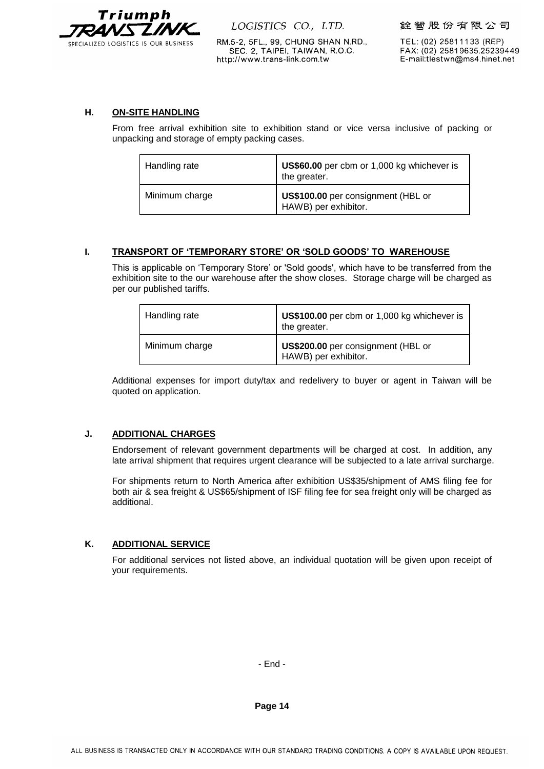## H. ON-SITE HANDLING

From free arrival exhibition site to exhibition stand or vice versa inclusive of packing or unpacking and storage of empty packing cases.

| Handling rate | **US$60.00** per cbm or 1,000 kg whichever is the greater. |
|---|---|
| Minimum charge | **US$100.00** per consignment (HBL or HAWB) per exhibitor. |

## I. TRANSPORT OF 'TEMPORARY STORE' OR 'SOLD GOODS' TO WAREHOUSE

This is applicable on 'Temporary Store' or 'Sold goods', which have to be transferred from the exhibition site to the our warehouse after the show closes. Storage charge will be charged as per our published tariffs.

| Handling rate | **US$100.00** per cbm or 1,000 kg whichever is the greater. |
|---|---|
| Minimum charge | **US$200.00** per consignment (HBL or HAWB) per exhibitor. |

Additional expenses for import duty/tax and redelivery to buyer or agent in Taiwan will be quoted on application.

## J. ADDITIONAL CHARGES

Endorsement of relevant government departments will be charged at cost. In addition, any late arrival shipment that requires urgent clearance will be subjected to a late arrival surcharge.

For shipments return to North America after exhibition US$35/shipment of AMS filing fee for both air & sea freight & US$65/shipment of ISF filing fee for sea freight only will be charged as additional.

## K. ADDITIONAL SERVICE

For additional services not listed above, an individual quotation will be given upon receipt of your requirements.

- End -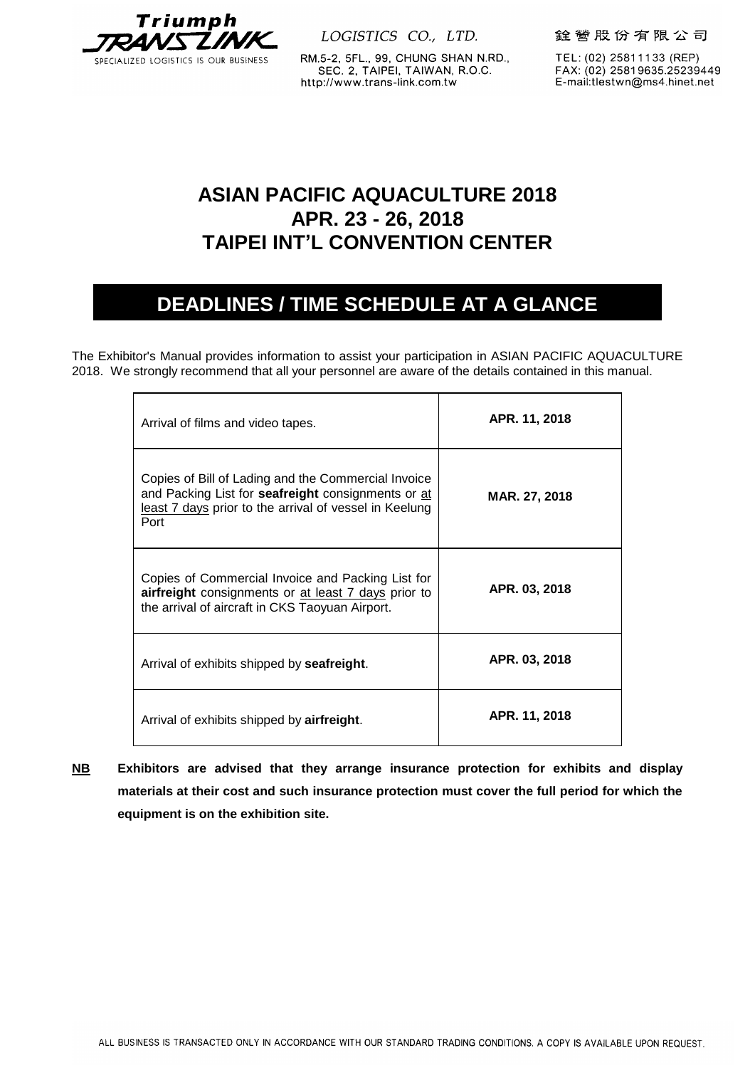Triumph TRANS LINK
SPECIALIZED LOGISTICS IS OUR BUSINESS

LOGISTICS CO., LTD.

RM.5-2, 5FL., 99, CHUNG SHAN N.RD., SEC. 2, TAIPEI, TAIWAN, R.O.C.
http://www.trans-link.com.tw

銓營股份有限公司

TEL: (02) 25811133 (REP)
FAX: (02) 25819635.25239449
E-mail:tlestwn@ms4.hinet.net

# ASIAN PACIFIC AQUACULTURE 2018
# APR. 23 - 26, 2018
# TAIPEI INT'L CONVENTION CENTER

## DEADLINES / TIME SCHEDULE AT A GLANCE

The Exhibitor's Manual provides information to assist your participation in ASIAN PACIFIC AQUACULTURE 2018. We strongly recommend that all your personnel are aware of the details contained in this manual.

| | |
|---|---|
| Arrival of films and video tapes. | **APR. 11, 2018** |
| Copies of Bill of Lading and the Commercial Invoice and Packing List for **seafreight** consignments or at least 7 days prior to the arrival of vessel in Keelung Port | **MAR. 27, 2018** |
| Copies of Commercial Invoice and Packing List for **airfreight** consignments or at least 7 days prior to the arrival of aircraft in CKS Taoyuan Airport. | **APR. 03, 2018** |
| Arrival of exhibits shipped by **seafreight**. | **APR. 03, 2018** |
| Arrival of exhibits shipped by **airfreight**. | **APR. 11, 2018** |

**NB** **Exhibitors are advised that they arrange insurance protection for exhibits and display materials at their cost and such insurance protection must cover the full period for which the equipment is on the exhibition site.**

ALL BUSINESS IS TRANSACTED ONLY IN ACCORDANCE WITH OUR STANDARD TRADING CONDITIONS. A COPY IS AVAILABLE UPON REQUEST.